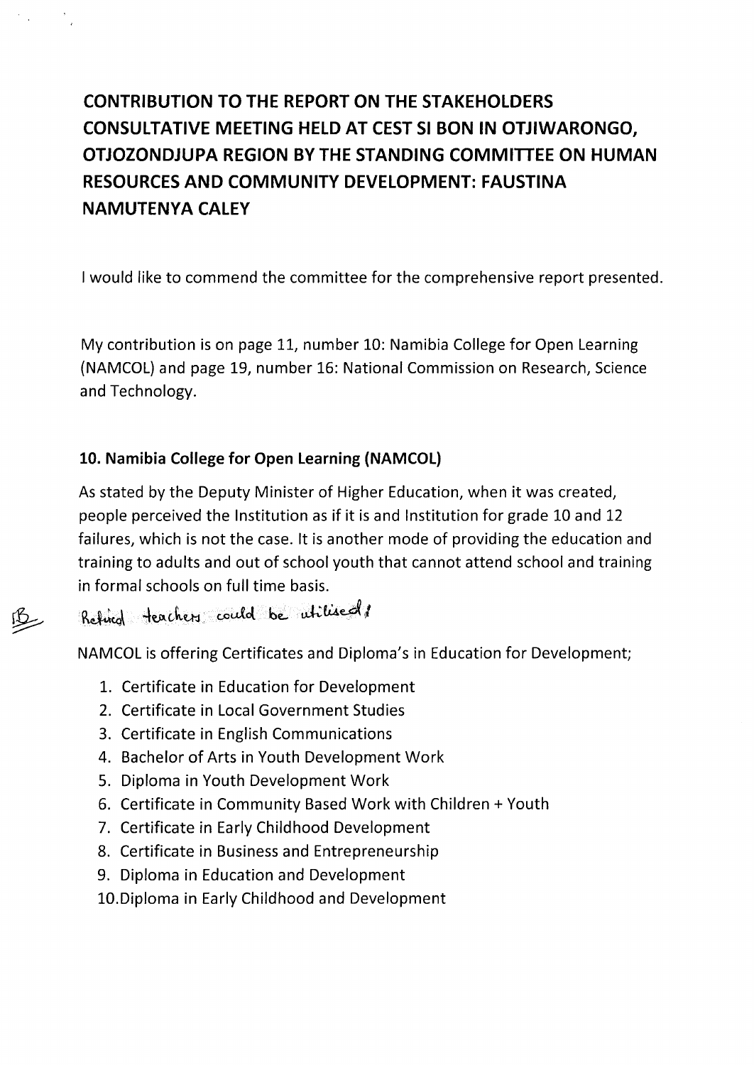**CONTRIBUTION TO THE REPORT ON THE STAKEHOLDERS CONSULTATIVE MEETING HELD AT CEST SI BON IN OTJIWARONGO, OTJOZONDJUPA REGION BY THE STANDING COMMITTEE ON HUMAN RESOURCES AND COMMUNITY DEVELOPMENT: FAUSTINA NAMUTENYA CALEY**

I would like to commend the committee for the comprehensive report presented.

My contribution is on page 11, number 10: Namibia College for Open Learning (NAMCOL) and page 19, number 16: National Commission on Research, Science and Technology.

### 10. Namibia College for Open Learning (NAMCOL)

As stated by the Deputy Minister of Higher Education, when it was created, people perceived the Institution as if it is and Institution for grade 10 and 12 failures, which is not the case. It is another mode of providing the education and training to adults and out of school youth that cannot attend school and training in formal schools on full time basis.

IB Retired teachers could be utilised!

NAMCOL is offering Certificates and Diploma's in Education for Development;

1. Certificate in Education for Development
2. Certificate in Local Government Studies
3. Certificate in English Communications
4. Bachelor of Arts in Youth Development Work
5. Diploma in Youth Development Work
6. Certificate in Community Based Work with Children + Youth
7. Certificate in Early Childhood Development
8. Certificate in Business and Entrepreneurship
9. Diploma in Education and Development
10. Diploma in Early Childhood and Development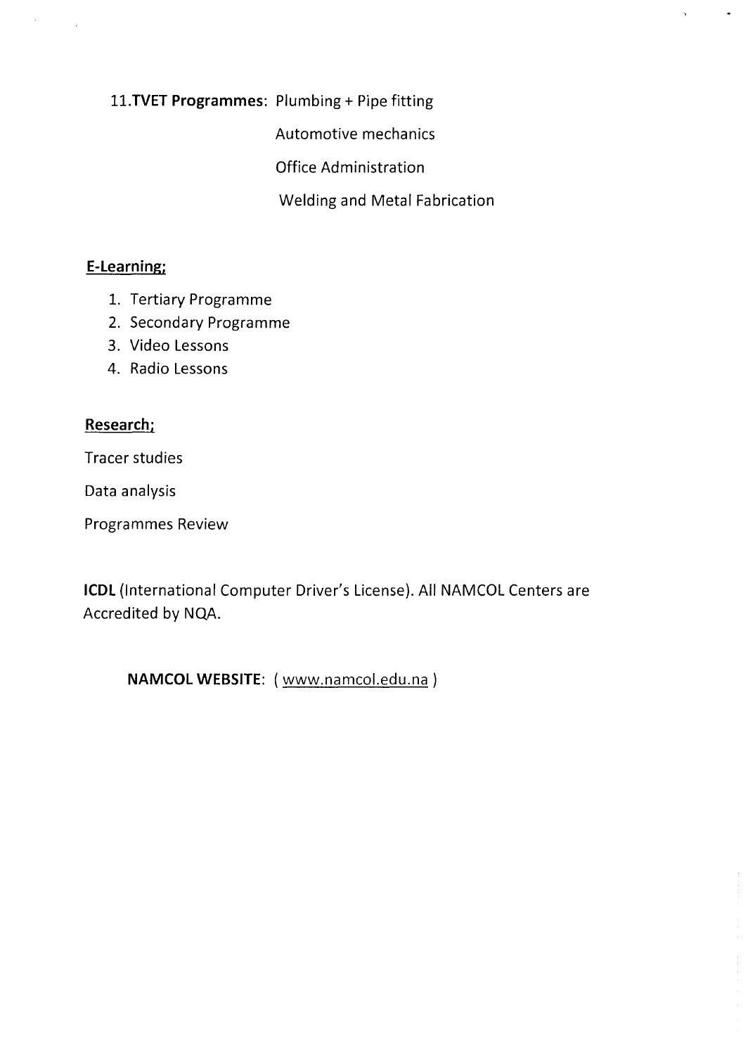11.**TVET Programmes**: Plumbing + Pipe fitting

Automotive mechanics

Office Administration

Welding and Metal Fabrication

**E-Learning;**

1. Tertiary Programme
2. Secondary Programme
3. Video Lessons
4. Radio Lessons

**Research;**

Tracer studies

Data analysis

Programmes Review

**ICDL** (International Computer Driver's License). All NAMCOL Centers are Accredited by NQA.

**NAMCOL WEBSITE**: ( www.namcol.edu.na )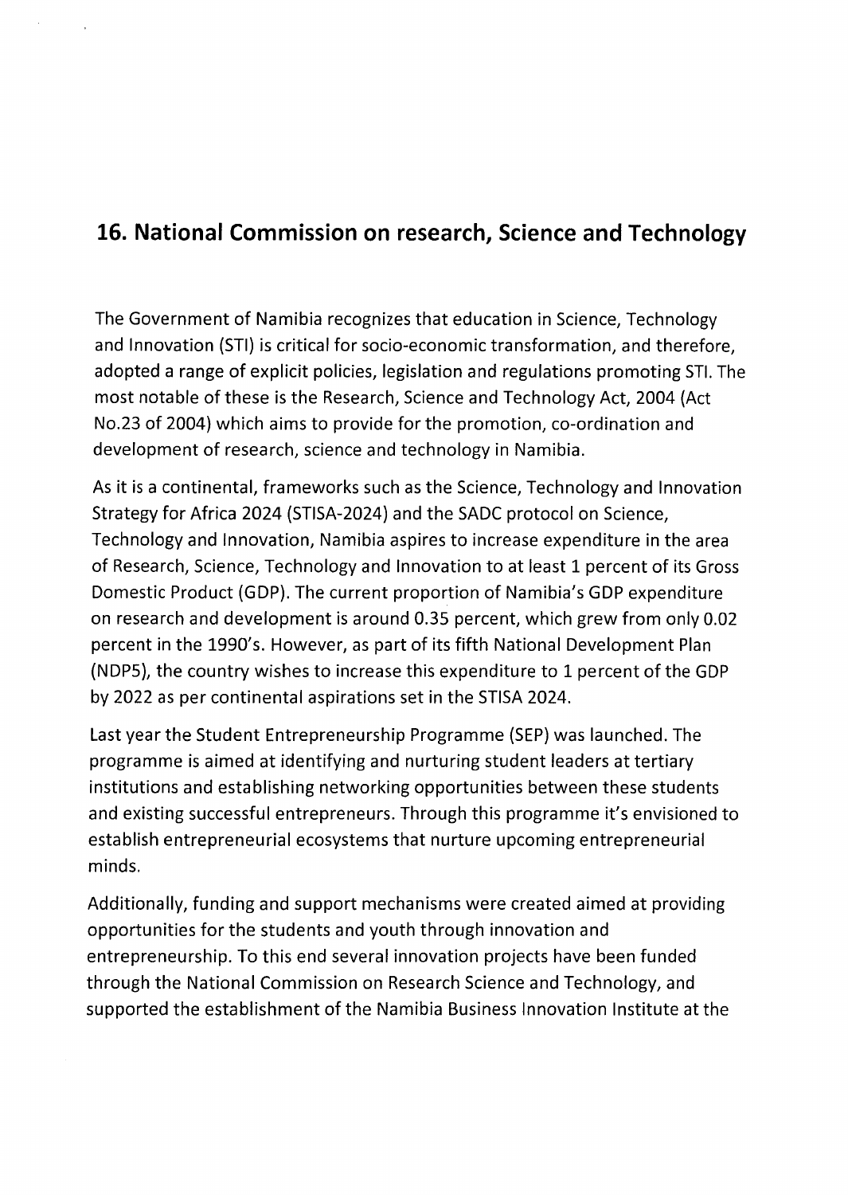## 16. National Commission on research, Science and Technology

The Government of Namibia recognizes that education in Science, Technology and Innovation (STI) is critical for socio-economic transformation, and therefore, adopted a range of explicit policies, legislation and regulations promoting STI. The most notable of these is the Research, Science and Technology Act, 2004 (Act No.23 of 2004) which aims to provide for the promotion, co-ordination and development of research, science and technology in Namibia.

As it is a continental, frameworks such as the Science, Technology and Innovation Strategy for Africa 2024 (STISA-2024) and the SADC protocol on Science, Technology and Innovation, Namibia aspires to increase expenditure in the area of Research, Science, Technology and Innovation to at least 1 percent of its Gross Domestic Product (GDP). The current proportion of Namibia's GDP expenditure on research and development is around 0.35 percent, which grew from only 0.02 percent in the 1990's. However, as part of its fifth National Development Plan (NDP5), the country wishes to increase this expenditure to 1 percent of the GDP by 2022 as per continental aspirations set in the STISA 2024.

Last year the Student Entrepreneurship Programme (SEP) was launched. The programme is aimed at identifying and nurturing student leaders at tertiary institutions and establishing networking opportunities between these students and existing successful entrepreneurs. Through this programme it's envisioned to establish entrepreneurial ecosystems that nurture upcoming entrepreneurial minds.

Additionally, funding and support mechanisms were created aimed at providing opportunities for the students and youth through innovation and entrepreneurship. To this end several innovation projects have been funded through the National Commission on Research Science and Technology, and supported the establishment of the Namibia Business Innovation Institute at the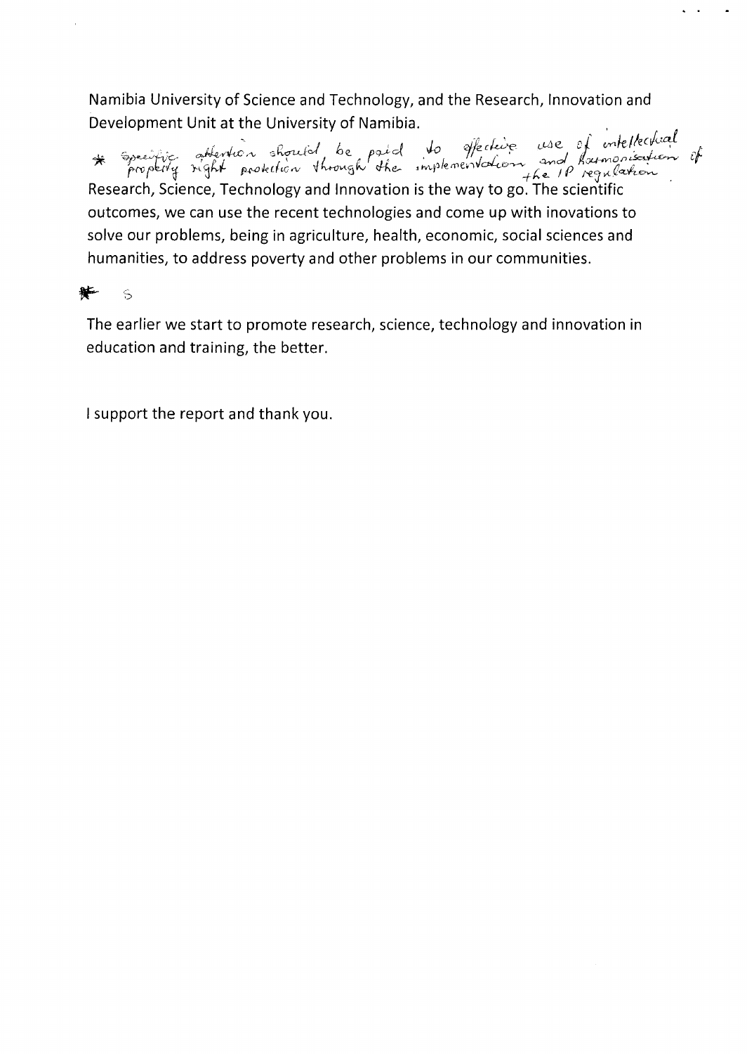Namibia University of Science and Technology, and the Research, Innovation and Development Unit at the University of Namibia.

* Specific attention should be paid to effective use of intellectual property right protection through the implementation and harmonisation of the IP regulation.

Research, Science, Technology and Innovation is the way to go. The scientific outcomes, we can use the recent technologies and come up with inovations to solve our problems, being in agriculture, health, economic, social sciences and humanities, to address poverty and other problems in our communities.

* S

The earlier we start to promote research, science, technology and innovation in education and training, the better.

I support the report and thank you.